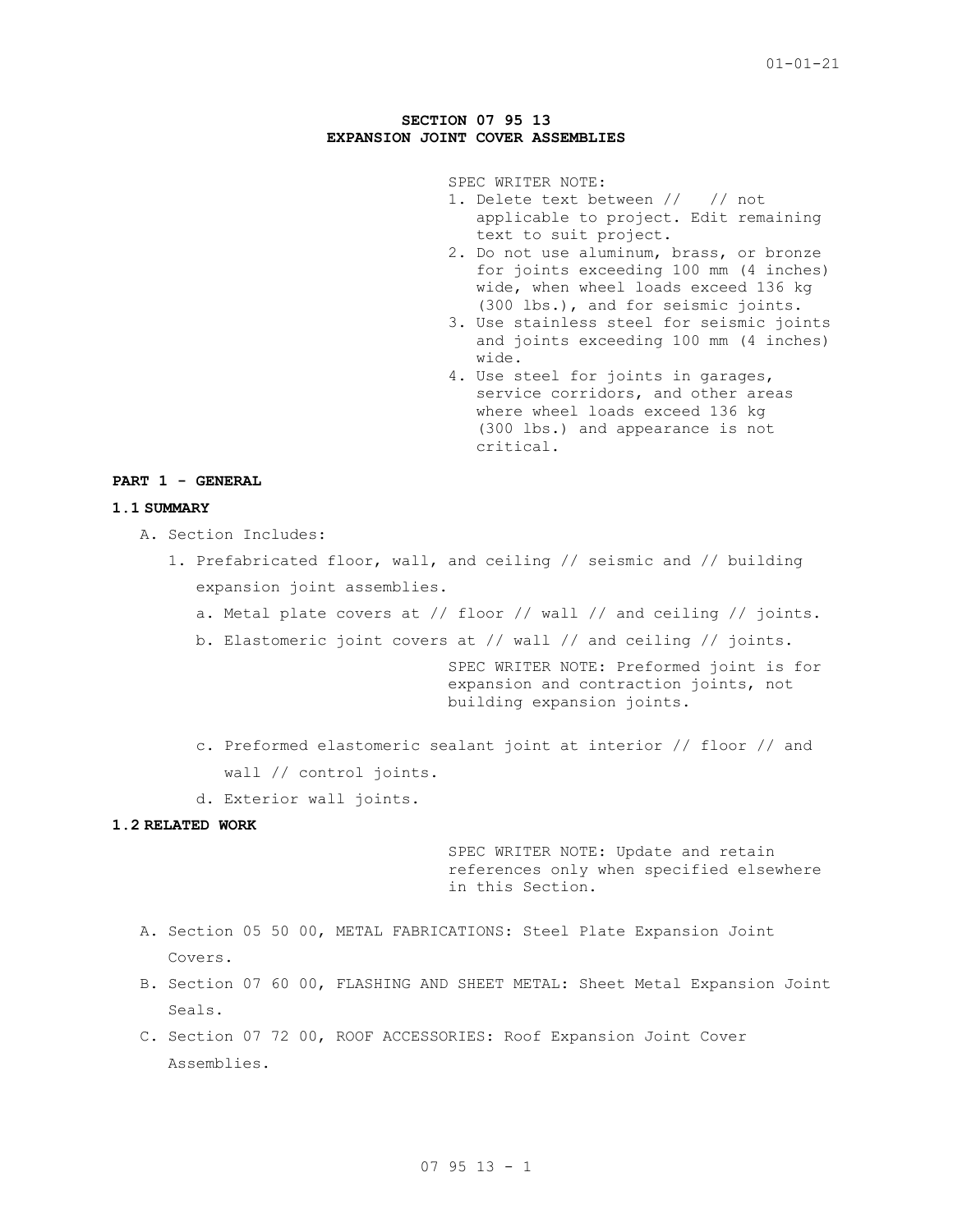# SECTION 07 95 13
# EXPANSION JOINT COVER ASSEMBLIES

SPEC WRITER NOTE:
1. Delete text between // // not applicable to project. Edit remaining text to suit project.
2. Do not use aluminum, brass, or bronze for joints exceeding 100 mm (4 inches) wide, when wheel loads exceed 136 kg (300 lbs.), and for seismic joints.
3. Use stainless steel for seismic joints and joints exceeding 100 mm (4 inches) wide.
4. Use steel for joints in garages, service corridors, and other areas where wheel loads exceed 136 kg (300 lbs.) and appearance is not critical.

## PART 1 - GENERAL

### 1.1 SUMMARY

A. Section Includes:

1. Prefabricated floor, wall, and ceiling // seismic and // building expansion joint assemblies.
   a. Metal plate covers at // floor // wall // and ceiling // joints.
   b. Elastomeric joint covers at // wall // and ceiling // joints.

SPEC WRITER NOTE: Preformed joint is for expansion and contraction joints, not building expansion joints.

   c. Preformed elastomeric sealant joint at interior // floor // and wall // control joints.
   d. Exterior wall joints.

### 1.2 RELATED WORK

SPEC WRITER NOTE: Update and retain references only when specified elsewhere in this Section.

A. Section 05 50 00, METAL FABRICATIONS: Steel Plate Expansion Joint Covers.

B. Section 07 60 00, FLASHING AND SHEET METAL: Sheet Metal Expansion Joint Seals.

C. Section 07 72 00, ROOF ACCESSORIES: Roof Expansion Joint Cover Assemblies.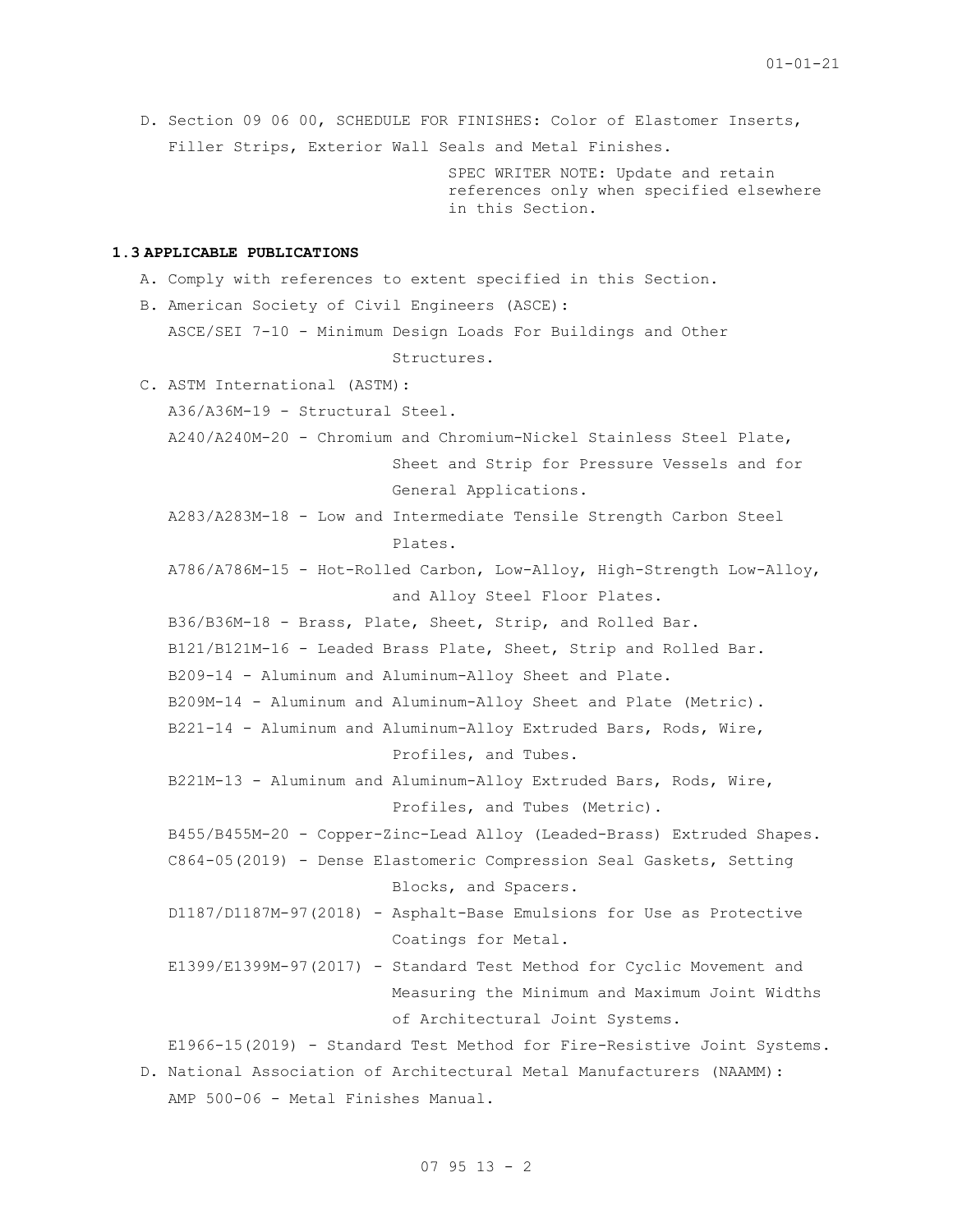D. Section 09 06 00, SCHEDULE FOR FINISHES: Color of Elastomer Inserts, Filler Strips, Exterior Wall Seals and Metal Finishes.

SPEC WRITER NOTE: Update and retain references only when specified elsewhere in this Section.

### 1.3 APPLICABLE PUBLICATIONS

A. Comply with references to extent specified in this Section.

B. American Society of Civil Engineers (ASCE):

ASCE/SEI 7-10 - Minimum Design Loads For Buildings and Other Structures.

C. ASTM International (ASTM):

A36/A36M-19 - Structural Steel.

A240/A240M-20 - Chromium and Chromium-Nickel Stainless Steel Plate, Sheet and Strip for Pressure Vessels and for General Applications.

A283/A283M-18 - Low and Intermediate Tensile Strength Carbon Steel Plates.

A786/A786M-15 - Hot-Rolled Carbon, Low-Alloy, High-Strength Low-Alloy, and Alloy Steel Floor Plates.

B36/B36M-18 - Brass, Plate, Sheet, Strip, and Rolled Bar.

B121/B121M-16 - Leaded Brass Plate, Sheet, Strip and Rolled Bar.

B209-14 - Aluminum and Aluminum-Alloy Sheet and Plate.

B209M-14 - Aluminum and Aluminum-Alloy Sheet and Plate (Metric).

B221-14 - Aluminum and Aluminum-Alloy Extruded Bars, Rods, Wire, Profiles, and Tubes.

B221M-13 - Aluminum and Aluminum-Alloy Extruded Bars, Rods, Wire, Profiles, and Tubes (Metric).

B455/B455M-20 - Copper-Zinc-Lead Alloy (Leaded-Brass) Extruded Shapes.

C864-05(2019) - Dense Elastomeric Compression Seal Gaskets, Setting Blocks, and Spacers.

D1187/D1187M-97(2018) - Asphalt-Base Emulsions for Use as Protective Coatings for Metal.

E1399/E1399M-97(2017) - Standard Test Method for Cyclic Movement and Measuring the Minimum and Maximum Joint Widths of Architectural Joint Systems.

E1966-15(2019) - Standard Test Method for Fire-Resistive Joint Systems.

D. National Association of Architectural Metal Manufacturers (NAAMM):

AMP 500-06 - Metal Finishes Manual.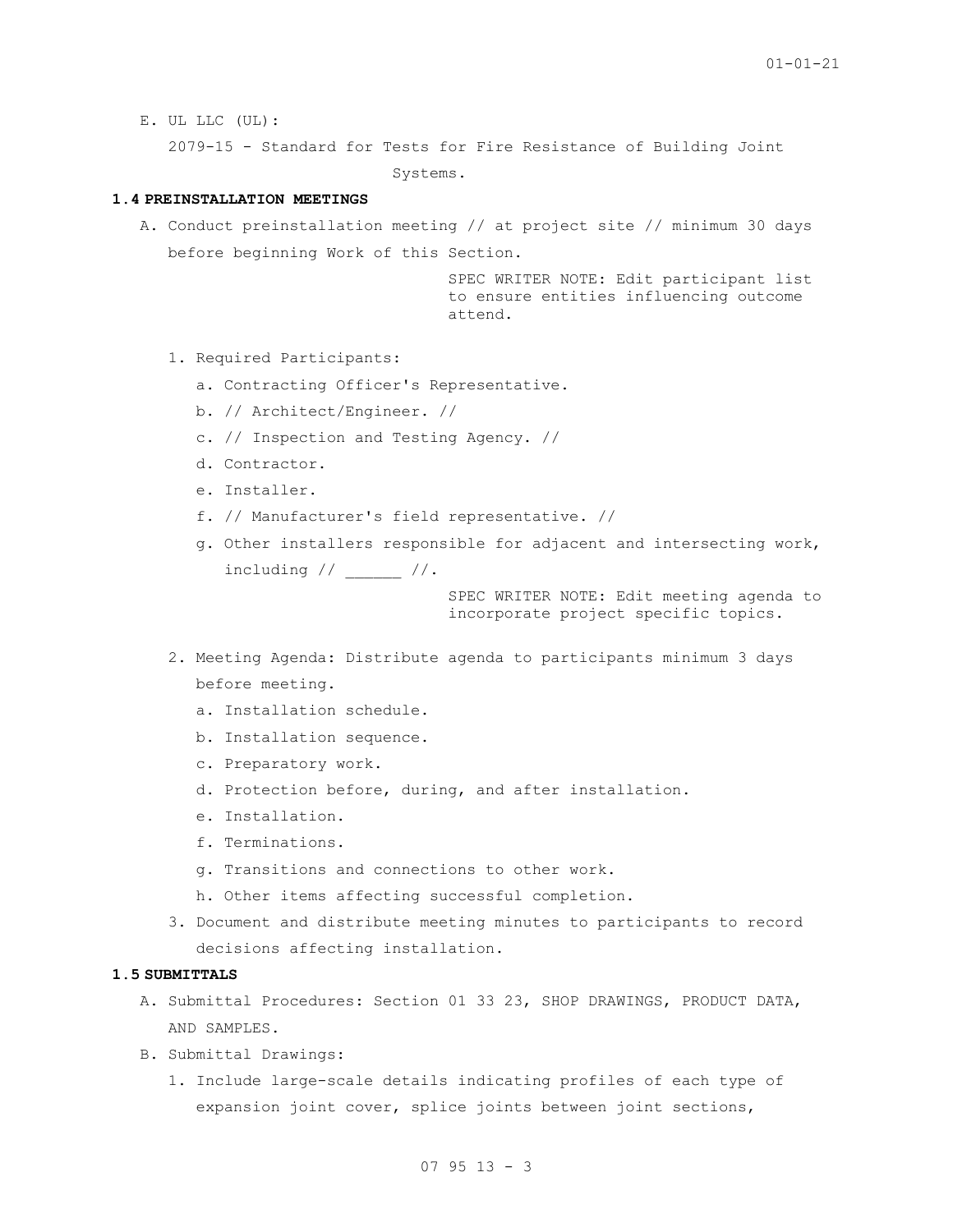E. UL LLC (UL):

2079-15 - Standard for Tests for Fire Resistance of Building Joint Systems.

### 1.4 PREINSTALLATION MEETINGS

A. Conduct preinstallation meeting // at project site // minimum 30 days before beginning Work of this Section.

SPEC WRITER NOTE: Edit participant list to ensure entities influencing outcome attend.

1. Required Participants:
   a. Contracting Officer's Representative.
   b. // Architect/Engineer. //
   c. // Inspection and Testing Agency. //
   d. Contractor.
   e. Installer.
   f. // Manufacturer's field representative. //
   g. Other installers responsible for adjacent and intersecting work, including // ______ //.

SPEC WRITER NOTE: Edit meeting agenda to incorporate project specific topics.

2. Meeting Agenda: Distribute agenda to participants minimum 3 days before meeting.
   a. Installation schedule.
   b. Installation sequence.
   c. Preparatory work.
   d. Protection before, during, and after installation.
   e. Installation.
   f. Terminations.
   g. Transitions and connections to other work.
   h. Other items affecting successful completion.
3. Document and distribute meeting minutes to participants to record decisions affecting installation.

### 1.5 SUBMITTALS

A. Submittal Procedures: Section 01 33 23, SHOP DRAWINGS, PRODUCT DATA, AND SAMPLES.

B. Submittal Drawings:

1. Include large-scale details indicating profiles of each type of expansion joint cover, splice joints between joint sections,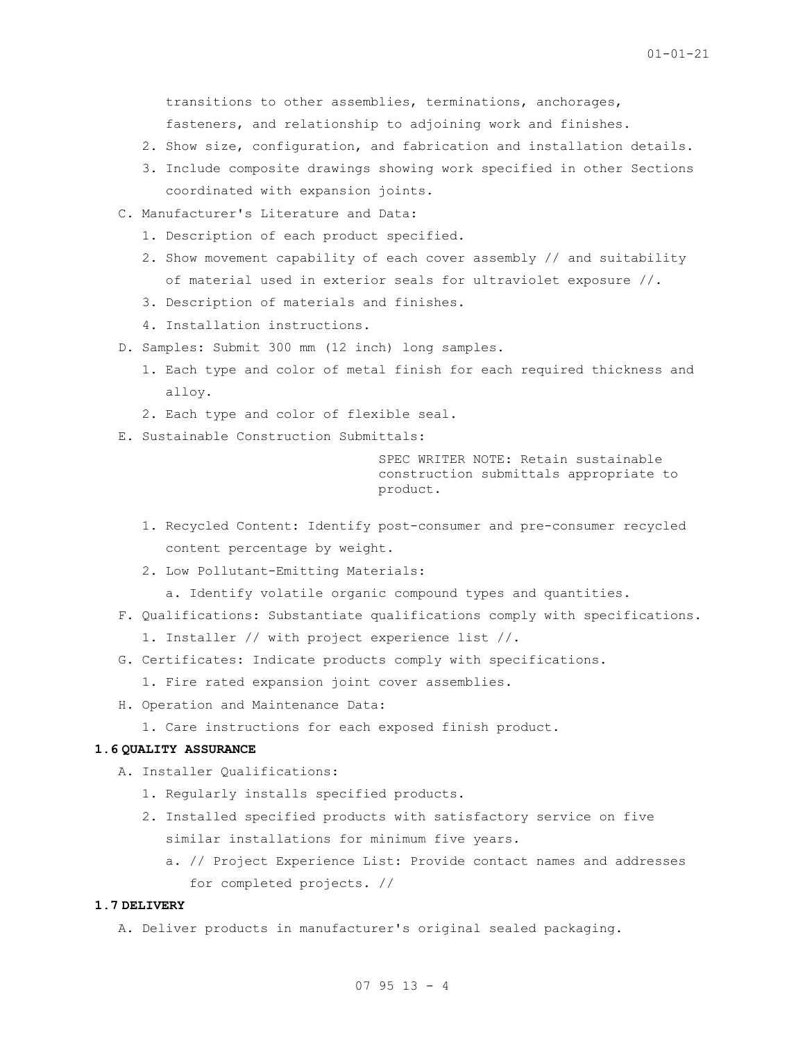transitions to other assemblies, terminations, anchorages, fasteners, and relationship to adjoining work and finishes.

2. Show size, configuration, and fabrication and installation details.
3. Include composite drawings showing work specified in other Sections coordinated with expansion joints.

C. Manufacturer's Literature and Data:
   1. Description of each product specified.
   2. Show movement capability of each cover assembly // and suitability of material used in exterior seals for ultraviolet exposure //.
   3. Description of materials and finishes.
   4. Installation instructions.

D. Samples: Submit 300 mm (12 inch) long samples.
   1. Each type and color of metal finish for each required thickness and alloy.
   2. Each type and color of flexible seal.

E. Sustainable Construction Submittals:

SPEC WRITER NOTE: Retain sustainable construction submittals appropriate to product.

   1. Recycled Content: Identify post-consumer and pre-consumer recycled content percentage by weight.
   2. Low Pollutant-Emitting Materials:
      a. Identify volatile organic compound types and quantities.

F. Qualifications: Substantiate qualifications comply with specifications.
   1. Installer // with project experience list //.

G. Certificates: Indicate products comply with specifications.
   1. Fire rated expansion joint cover assemblies.

H. Operation and Maintenance Data:
   1. Care instructions for each exposed finish product.

## 1.6 QUALITY ASSURANCE

A. Installer Qualifications:
   1. Regularly installs specified products.
   2. Installed specified products with satisfactory service on five similar installations for minimum five years.
      a. // Project Experience List: Provide contact names and addresses for completed projects. //

## 1.7 DELIVERY

A. Deliver products in manufacturer's original sealed packaging.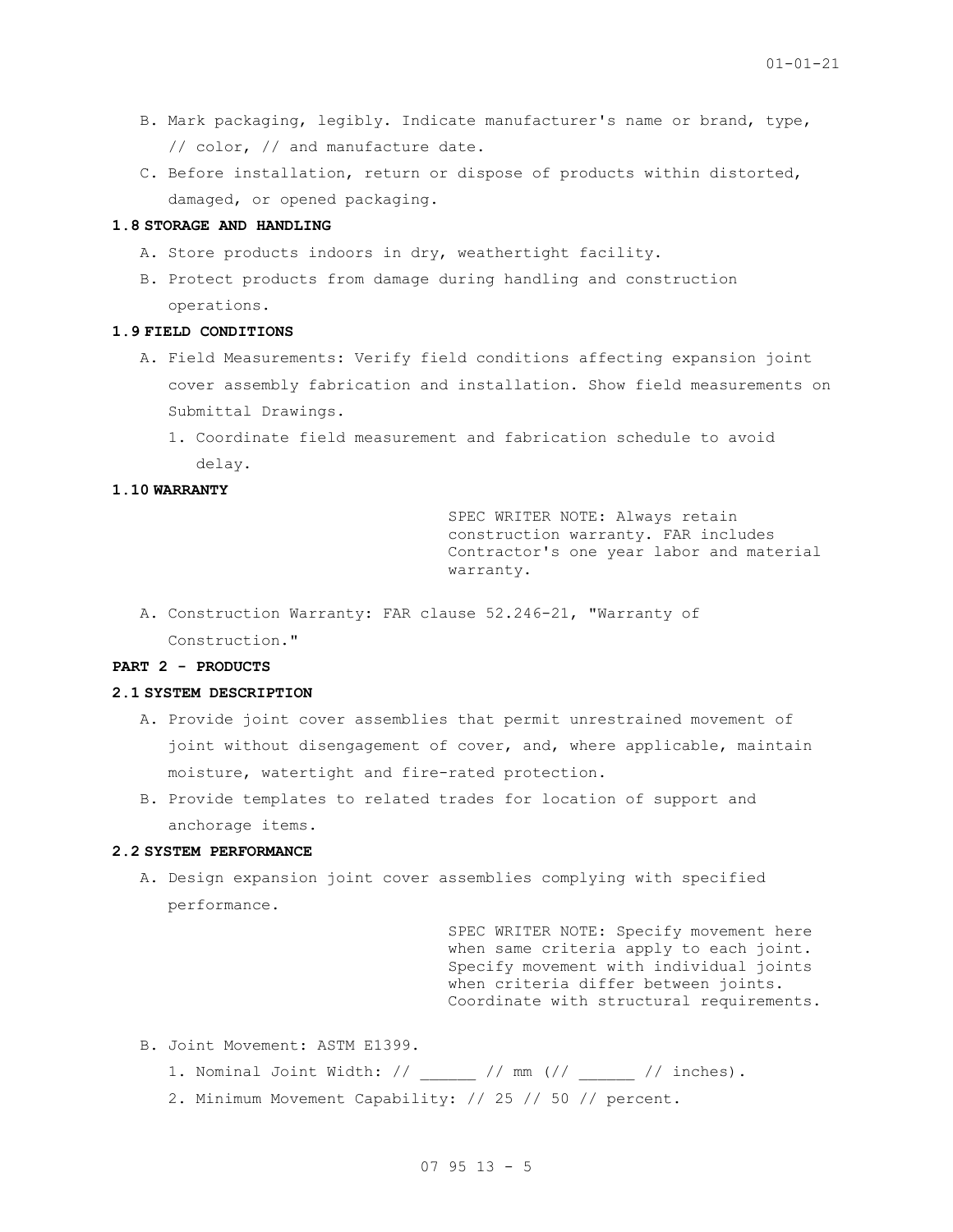B. Mark packaging, legibly. Indicate manufacturer's name or brand, type, // color, // and manufacture date.

C. Before installation, return or dispose of products within distorted, damaged, or opened packaging.

### 1.8 STORAGE AND HANDLING

A. Store products indoors in dry, weathertight facility.

B. Protect products from damage during handling and construction operations.

### 1.9 FIELD CONDITIONS

A. Field Measurements: Verify field conditions affecting expansion joint cover assembly fabrication and installation. Show field measurements on Submittal Drawings.

   1. Coordinate field measurement and fabrication schedule to avoid delay.

### 1.10 WARRANTY

SPEC WRITER NOTE: Always retain construction warranty. FAR includes Contractor's one year labor and material warranty.

A. Construction Warranty: FAR clause 52.246-21, "Warranty of Construction."

## PART 2 - PRODUCTS

### 2.1 SYSTEM DESCRIPTION

A. Provide joint cover assemblies that permit unrestrained movement of joint without disengagement of cover, and, where applicable, maintain moisture, watertight and fire-rated protection.

B. Provide templates to related trades for location of support and anchorage items.

### 2.2 SYSTEM PERFORMANCE

A. Design expansion joint cover assemblies complying with specified performance.

SPEC WRITER NOTE: Specify movement here when same criteria apply to each joint. Specify movement with individual joints when criteria differ between joints. Coordinate with structural requirements.

B. Joint Movement: ASTM E1399.

   1. Nominal Joint Width: // ______ // mm (// ______ // inches).
   2. Minimum Movement Capability: // 25 // 50 // percent.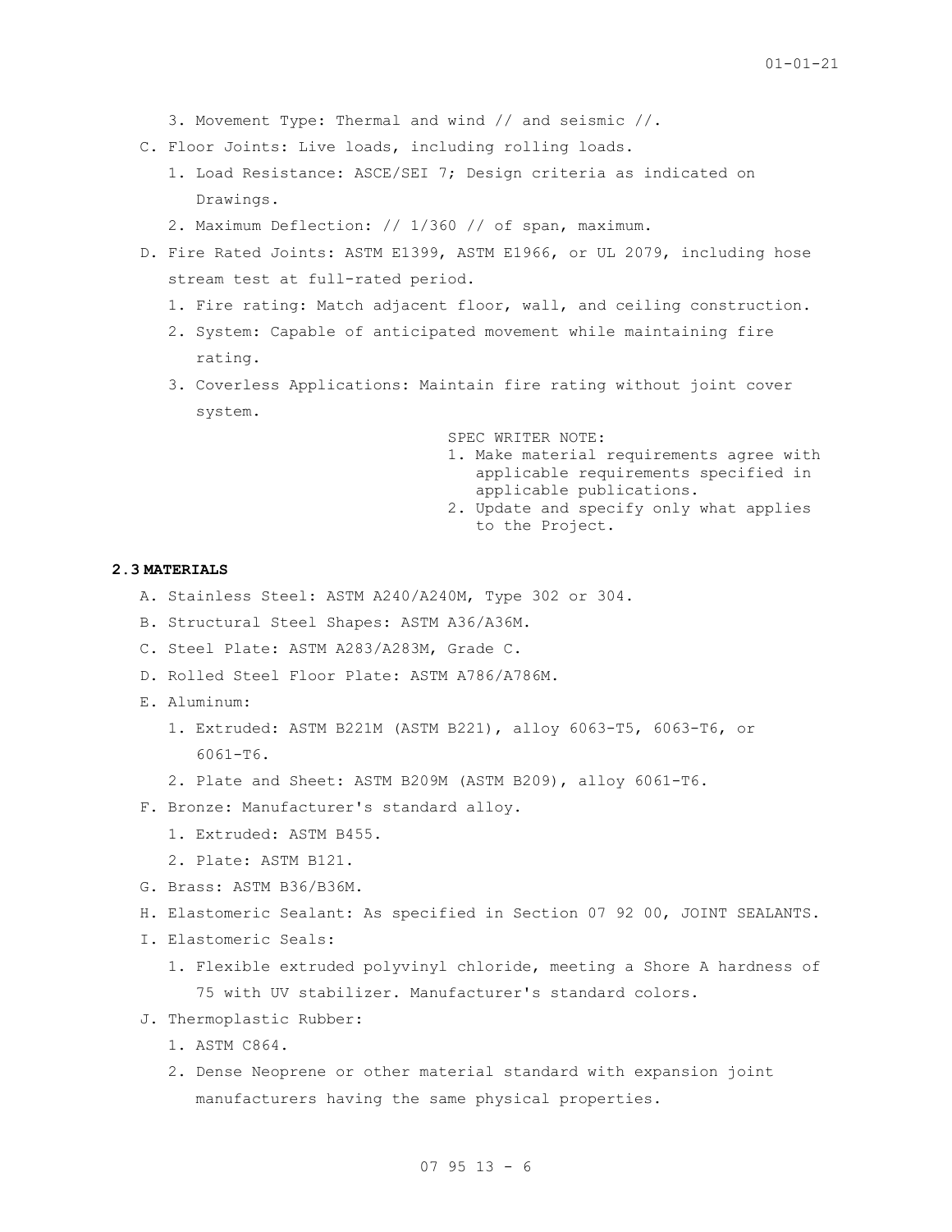3. Movement Type: Thermal and wind // and seismic //.

C. Floor Joints: Live loads, including rolling loads.

   1. Load Resistance: ASCE/SEI 7; Design criteria as indicated on Drawings.
   2. Maximum Deflection: // 1/360 // of span, maximum.

D. Fire Rated Joints: ASTM E1399, ASTM E1966, or UL 2079, including hose stream test at full-rated period.

   1. Fire rating: Match adjacent floor, wall, and ceiling construction.
   2. System: Capable of anticipated movement while maintaining fire rating.
   3. Coverless Applications: Maintain fire rating without joint cover system.

SPEC WRITER NOTE:
1. Make material requirements agree with applicable requirements specified in applicable publications.
2. Update and specify only what applies to the Project.

### 2.3 MATERIALS

A. Stainless Steel: ASTM A240/A240M, Type 302 or 304.

B. Structural Steel Shapes: ASTM A36/A36M.

C. Steel Plate: ASTM A283/A283M, Grade C.

D. Rolled Steel Floor Plate: ASTM A786/A786M.

E. Aluminum:

   1. Extruded: ASTM B221M (ASTM B221), alloy 6063-T5, 6063-T6, or 6061-T6.
   2. Plate and Sheet: ASTM B209M (ASTM B209), alloy 6061-T6.

F. Bronze: Manufacturer's standard alloy.

   1. Extruded: ASTM B455.
   2. Plate: ASTM B121.

G. Brass: ASTM B36/B36M.

H. Elastomeric Sealant: As specified in Section 07 92 00, JOINT SEALANTS.

I. Elastomeric Seals:

   1. Flexible extruded polyvinyl chloride, meeting a Shore A hardness of 75 with UV stabilizer. Manufacturer's standard colors.

J. Thermoplastic Rubber:

   1. ASTM C864.
   2. Dense Neoprene or other material standard with expansion joint manufacturers having the same physical properties.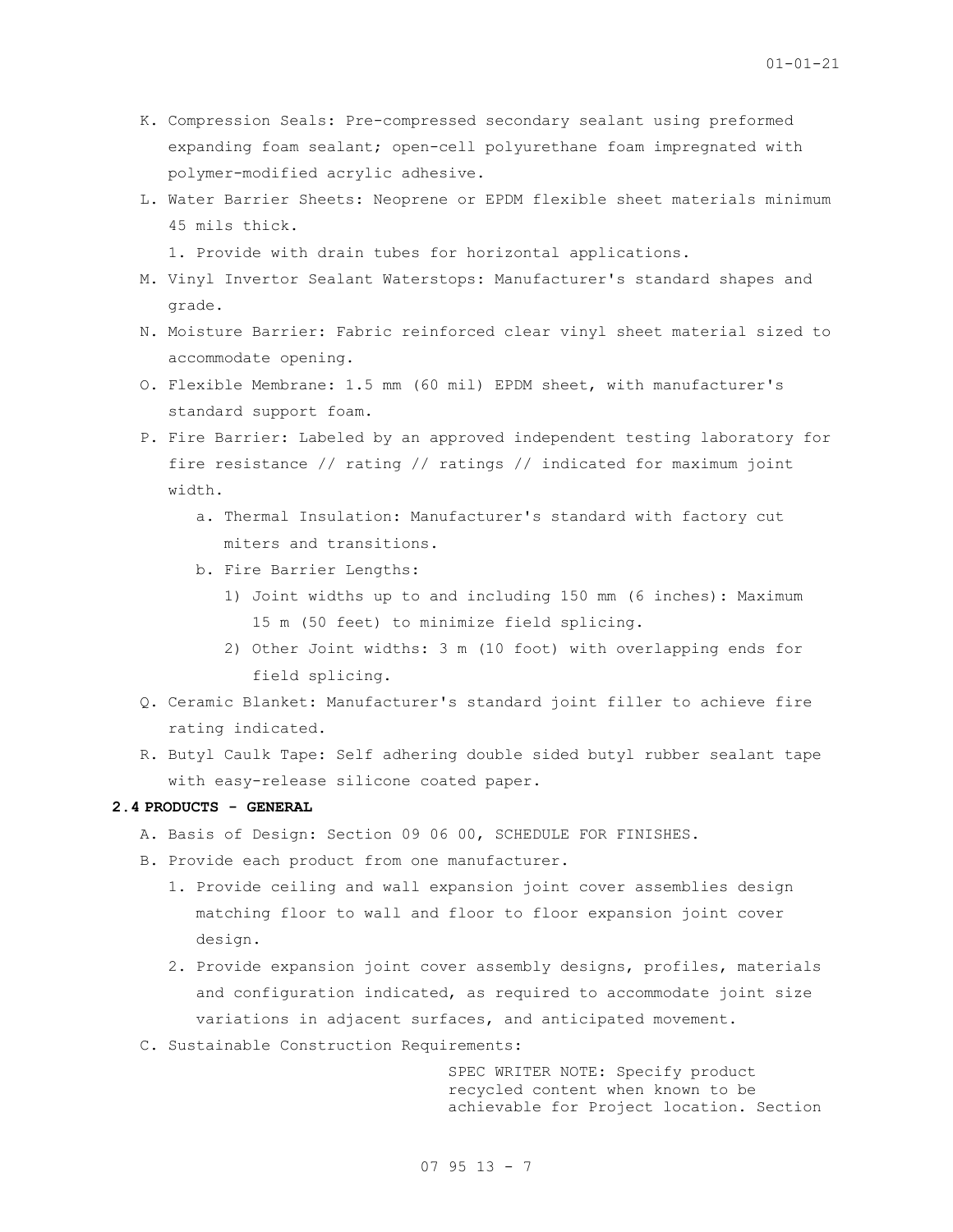K. Compression Seals: Pre-compressed secondary sealant using preformed expanding foam sealant; open-cell polyurethane foam impregnated with polymer-modified acrylic adhesive.

L. Water Barrier Sheets: Neoprene or EPDM flexible sheet materials minimum 45 mils thick.

   1. Provide with drain tubes for horizontal applications.

M. Vinyl Invertor Sealant Waterstops: Manufacturer's standard shapes and grade.

N. Moisture Barrier: Fabric reinforced clear vinyl sheet material sized to accommodate opening.

O. Flexible Membrane: 1.5 mm (60 mil) EPDM sheet, with manufacturer's standard support foam.

P. Fire Barrier: Labeled by an approved independent testing laboratory for fire resistance // rating // ratings // indicated for maximum joint width.

   a. Thermal Insulation: Manufacturer's standard with factory cut miters and transitions.

   b. Fire Barrier Lengths:

      1) Joint widths up to and including 150 mm (6 inches): Maximum 15 m (50 feet) to minimize field splicing.

      2) Other Joint widths: 3 m (10 foot) with overlapping ends for field splicing.

Q. Ceramic Blanket: Manufacturer's standard joint filler to achieve fire rating indicated.

R. Butyl Caulk Tape: Self adhering double sided butyl rubber sealant tape with easy-release silicone coated paper.

**2.4 PRODUCTS - GENERAL**

A. Basis of Design: Section 09 06 00, SCHEDULE FOR FINISHES.

B. Provide each product from one manufacturer.

   1. Provide ceiling and wall expansion joint cover assemblies design matching floor to wall and floor to floor expansion joint cover design.

   2. Provide expansion joint cover assembly designs, profiles, materials and configuration indicated, as required to accommodate joint size variations in adjacent surfaces, and anticipated movement.

C. Sustainable Construction Requirements:

SPEC WRITER NOTE: Specify product recycled content when known to be achievable for Project location. Section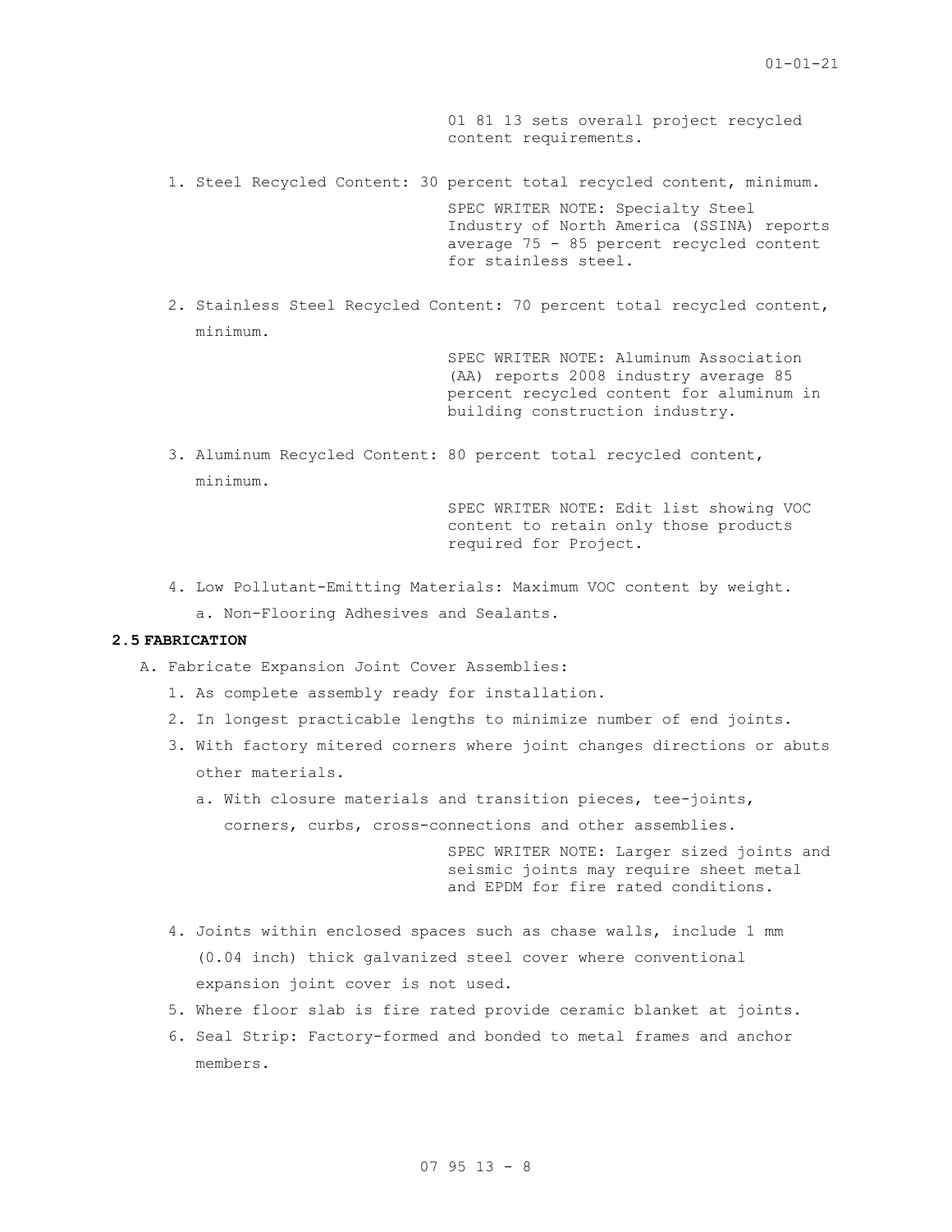01 81 13 sets overall project recycled content requirements.

1. Steel Recycled Content: 30 percent total recycled content, minimum.

SPEC WRITER NOTE: Specialty Steel Industry of North America (SSINA) reports average 75 - 85 percent recycled content for stainless steel.

2. Stainless Steel Recycled Content: 70 percent total recycled content, minimum.

SPEC WRITER NOTE: Aluminum Association (AA) reports 2008 industry average 85 percent recycled content for aluminum in building construction industry.

3. Aluminum Recycled Content: 80 percent total recycled content, minimum.

SPEC WRITER NOTE: Edit list showing VOC content to retain only those products required for Project.

4. Low Pollutant-Emitting Materials: Maximum VOC content by weight.
   a. Non-Flooring Adhesives and Sealants.

### 2.5 FABRICATION

A. Fabricate Expansion Joint Cover Assemblies:
   1. As complete assembly ready for installation.
   2. In longest practicable lengths to minimize number of end joints.
   3. With factory mitered corners where joint changes directions or abuts other materials.
      a. With closure materials and transition pieces, tee-joints, corners, curbs, cross-connections and other assemblies.

SPEC WRITER NOTE: Larger sized joints and seismic joints may require sheet metal and EPDM for fire rated conditions.

   4. Joints within enclosed spaces such as chase walls, include 1 mm (0.04 inch) thick galvanized steel cover where conventional expansion joint cover is not used.
   5. Where floor slab is fire rated provide ceramic blanket at joints.
   6. Seal Strip: Factory-formed and bonded to metal frames and anchor members.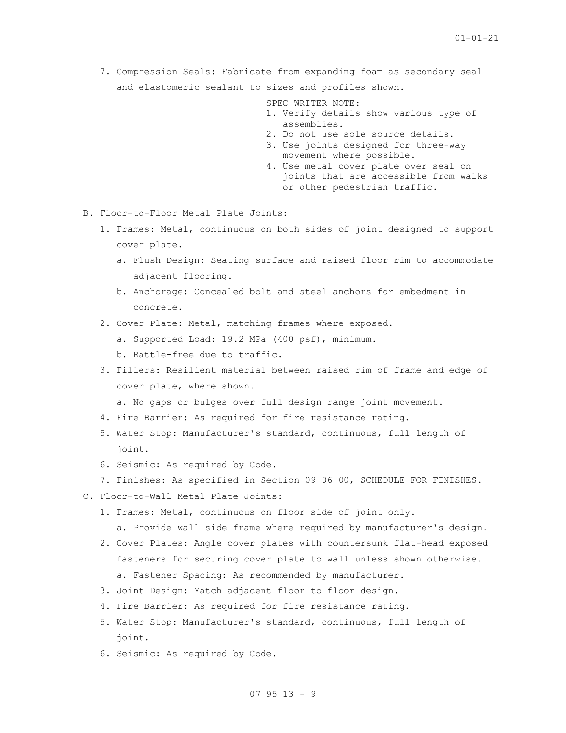7. Compression Seals: Fabricate from expanding foam as secondary seal and elastomeric sealant to sizes and profiles shown.

SPEC WRITER NOTE:
1. Verify details show various type of assemblies.
2. Do not use sole source details.
3. Use joints designed for three-way movement where possible.
4. Use metal cover plate over seal on joints that are accessible from walks or other pedestrian traffic.

B. Floor-to-Floor Metal Plate Joints:

1. Frames: Metal, continuous on both sides of joint designed to support cover plate.
   a. Flush Design: Seating surface and raised floor rim to accommodate adjacent flooring.
   b. Anchorage: Concealed bolt and steel anchors for embedment in concrete.
2. Cover Plate: Metal, matching frames where exposed.
   a. Supported Load: 19.2 MPa (400 psf), minimum.
   b. Rattle-free due to traffic.
3. Fillers: Resilient material between raised rim of frame and edge of cover plate, where shown.
   a. No gaps or bulges over full design range joint movement.
4. Fire Barrier: As required for fire resistance rating.
5. Water Stop: Manufacturer's standard, continuous, full length of joint.
6. Seismic: As required by Code.
7. Finishes: As specified in Section 09 06 00, SCHEDULE FOR FINISHES.

C. Floor-to-Wall Metal Plate Joints:

1. Frames: Metal, continuous on floor side of joint only.
   a. Provide wall side frame where required by manufacturer's design.
2. Cover Plates: Angle cover plates with countersunk flat-head exposed fasteners for securing cover plate to wall unless shown otherwise.
   a. Fastener Spacing: As recommended by manufacturer.
3. Joint Design: Match adjacent floor to floor design.
4. Fire Barrier: As required for fire resistance rating.
5. Water Stop: Manufacturer's standard, continuous, full length of joint.
6. Seismic: As required by Code.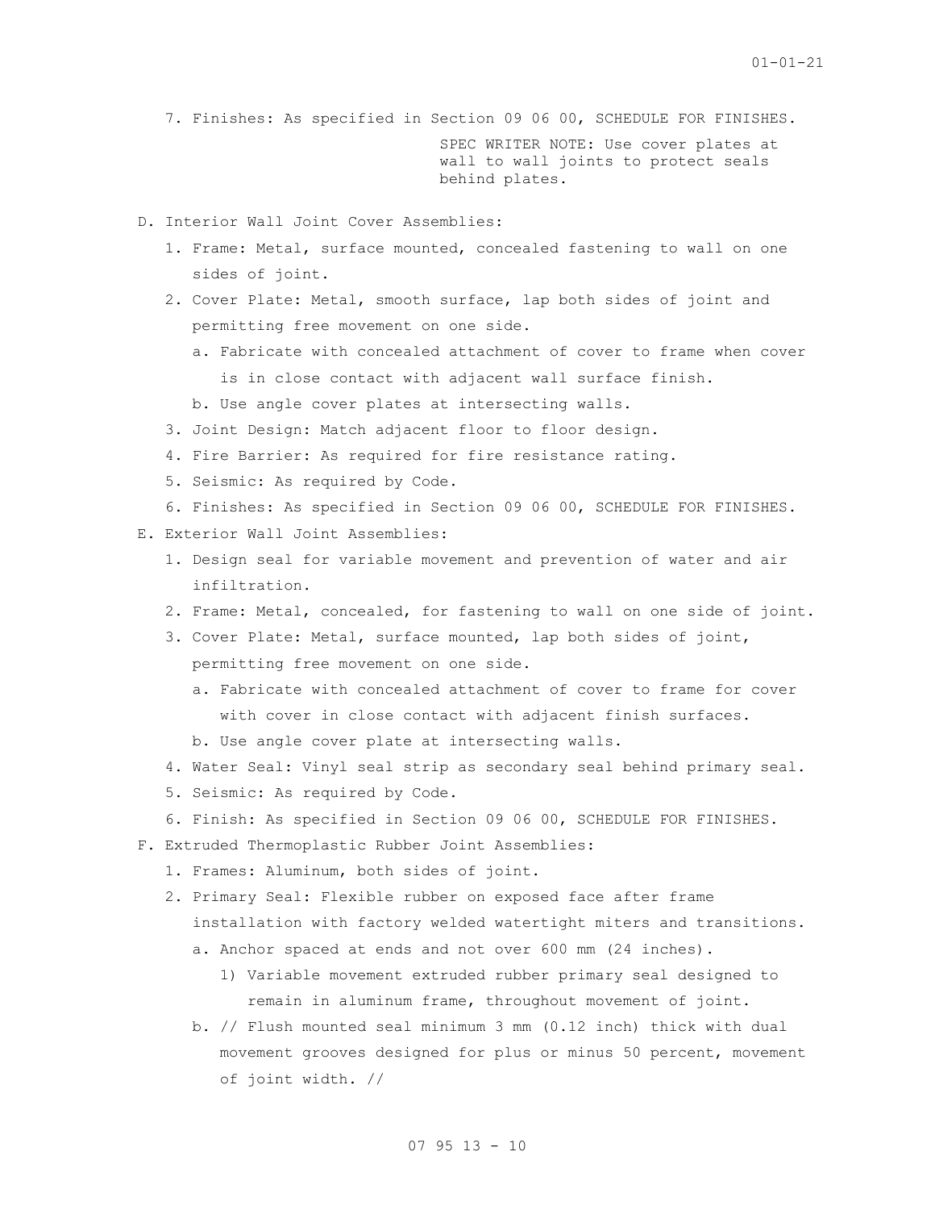7. Finishes: As specified in Section 09 06 00, SCHEDULE FOR FINISHES.

SPEC WRITER NOTE: Use cover plates at wall to wall joints to protect seals behind plates.

D. Interior Wall Joint Cover Assemblies:

1. Frame: Metal, surface mounted, concealed fastening to wall on one sides of joint.
2. Cover Plate: Metal, smooth surface, lap both sides of joint and permitting free movement on one side.
   a. Fabricate with concealed attachment of cover to frame when cover is in close contact with adjacent wall surface finish.
   b. Use angle cover plates at intersecting walls.
3. Joint Design: Match adjacent floor to floor design.
4. Fire Barrier: As required for fire resistance rating.
5. Seismic: As required by Code.
6. Finishes: As specified in Section 09 06 00, SCHEDULE FOR FINISHES.

E. Exterior Wall Joint Assemblies:

1. Design seal for variable movement and prevention of water and air infiltration.
2. Frame: Metal, concealed, for fastening to wall on one side of joint.
3. Cover Plate: Metal, surface mounted, lap both sides of joint, permitting free movement on one side.
   a. Fabricate with concealed attachment of cover to frame for cover with cover in close contact with adjacent finish surfaces.
   b. Use angle cover plate at intersecting walls.
4. Water Seal: Vinyl seal strip as secondary seal behind primary seal.
5. Seismic: As required by Code.
6. Finish: As specified in Section 09 06 00, SCHEDULE FOR FINISHES.

F. Extruded Thermoplastic Rubber Joint Assemblies:

1. Frames: Aluminum, both sides of joint.
2. Primary Seal: Flexible rubber on exposed face after frame installation with factory welded watertight miters and transitions.
   a. Anchor spaced at ends and not over 600 mm (24 inches).
      1) Variable movement extruded rubber primary seal designed to remain in aluminum frame, throughout movement of joint.
   b. // Flush mounted seal minimum 3 mm (0.12 inch) thick with dual movement grooves designed for plus or minus 50 percent, movement of joint width. //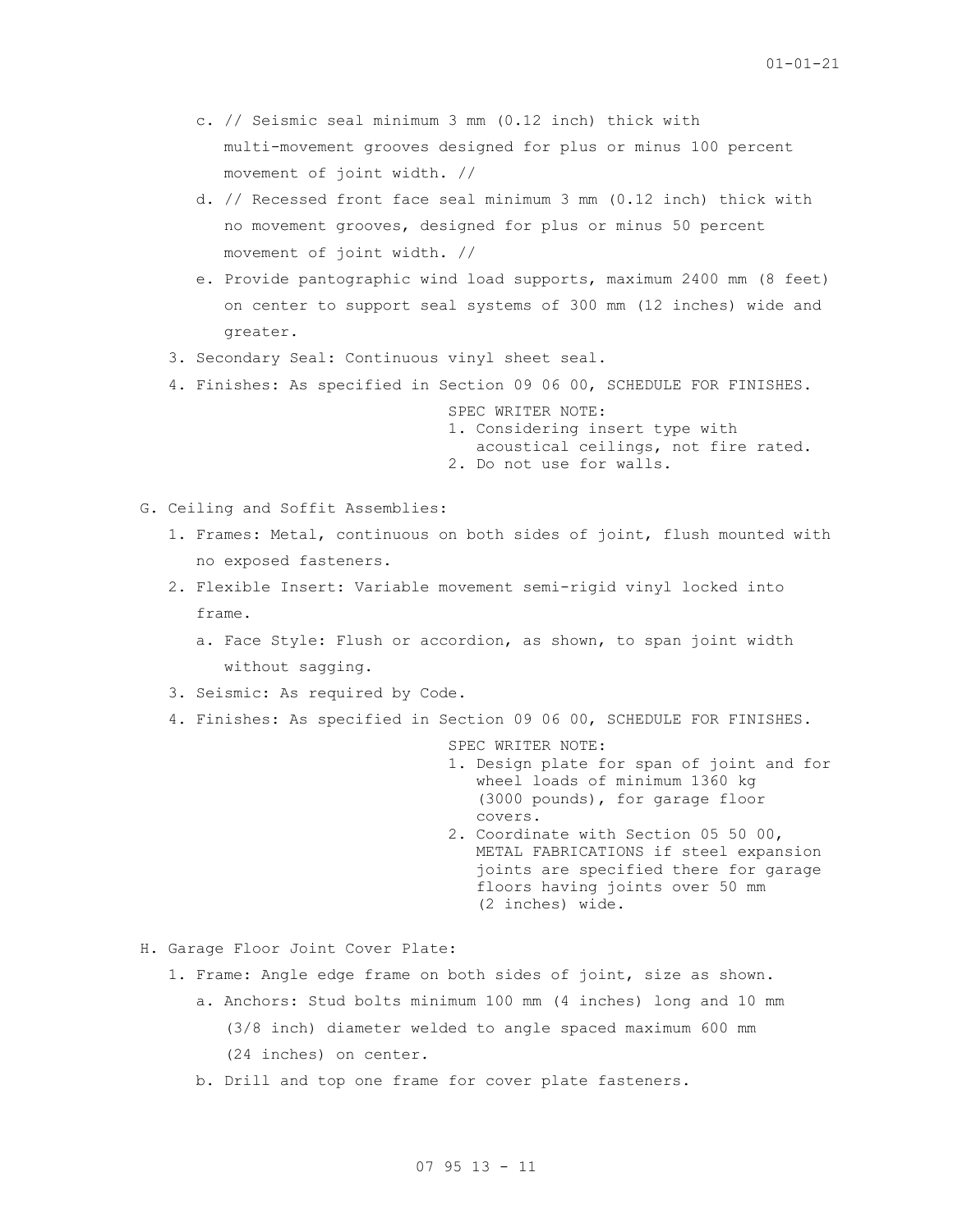c. // Seismic seal minimum 3 mm (0.12 inch) thick with multi-movement grooves designed for plus or minus 100 percent movement of joint width. //

d. // Recessed front face seal minimum 3 mm (0.12 inch) thick with no movement grooves, designed for plus or minus 50 percent movement of joint width. //

e. Provide pantographic wind load supports, maximum 2400 mm (8 feet) on center to support seal systems of 300 mm (12 inches) wide and greater.

3. Secondary Seal: Continuous vinyl sheet seal.

4. Finishes: As specified in Section 09 06 00, SCHEDULE FOR FINISHES.

SPEC WRITER NOTE:
1. Considering insert type with acoustical ceilings, not fire rated.
2. Do not use for walls.

G. Ceiling and Soffit Assemblies:

1. Frames: Metal, continuous on both sides of joint, flush mounted with no exposed fasteners.

2. Flexible Insert: Variable movement semi-rigid vinyl locked into frame.

   a. Face Style: Flush or accordion, as shown, to span joint width without sagging.

3. Seismic: As required by Code.

4. Finishes: As specified in Section 09 06 00, SCHEDULE FOR FINISHES.

SPEC WRITER NOTE:
1. Design plate for span of joint and for wheel loads of minimum 1360 kg (3000 pounds), for garage floor covers.
2. Coordinate with Section 05 50 00, METAL FABRICATIONS if steel expansion joints are specified there for garage floors having joints over 50 mm (2 inches) wide.

H. Garage Floor Joint Cover Plate:

1. Frame: Angle edge frame on both sides of joint, size as shown.

   a. Anchors: Stud bolts minimum 100 mm (4 inches) long and 10 mm (3/8 inch) diameter welded to angle spaced maximum 600 mm (24 inches) on center.

   b. Drill and top one frame for cover plate fasteners.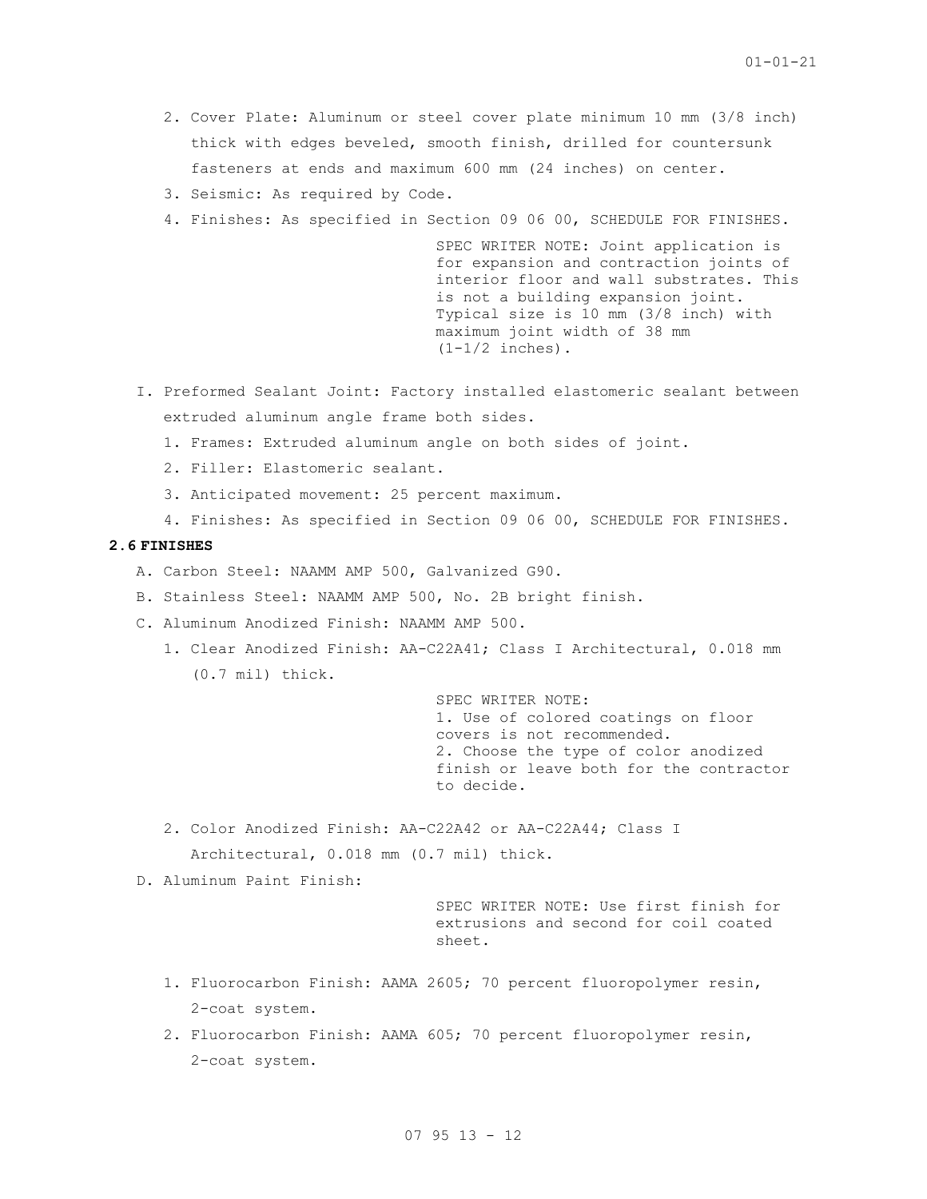2. Cover Plate: Aluminum or steel cover plate minimum 10 mm (3/8 inch) thick with edges beveled, smooth finish, drilled for countersunk fasteners at ends and maximum 600 mm (24 inches) on center.
3. Seismic: As required by Code.
4. Finishes: As specified in Section 09 06 00, SCHEDULE FOR FINISHES.

SPEC WRITER NOTE: Joint application is for expansion and contraction joints of interior floor and wall substrates. This is not a building expansion joint. Typical size is 10 mm (3/8 inch) with maximum joint width of 38 mm (1-1/2 inches).

I. Preformed Sealant Joint: Factory installed elastomeric sealant between extruded aluminum angle frame both sides.
   1. Frames: Extruded aluminum angle on both sides of joint.
   2. Filler: Elastomeric sealant.
   3. Anticipated movement: 25 percent maximum.
   4. Finishes: As specified in Section 09 06 00, SCHEDULE FOR FINISHES.

## 2.6 FINISHES

A. Carbon Steel: NAAMM AMP 500, Galvanized G90.

B. Stainless Steel: NAAMM AMP 500, No. 2B bright finish.

C. Aluminum Anodized Finish: NAAMM AMP 500.
   1. Clear Anodized Finish: AA-C22A41; Class I Architectural, 0.018 mm (0.7 mil) thick.

SPEC WRITER NOTE:
1. Use of colored coatings on floor covers is not recommended.
2. Choose the type of color anodized finish or leave both for the contractor to decide.

   2. Color Anodized Finish: AA-C22A42 or AA-C22A44; Class I Architectural, 0.018 mm (0.7 mil) thick.

D. Aluminum Paint Finish:

SPEC WRITER NOTE: Use first finish for extrusions and second for coil coated sheet.

   1. Fluorocarbon Finish: AAMA 2605; 70 percent fluoropolymer resin, 2-coat system.
   2. Fluorocarbon Finish: AAMA 605; 70 percent fluoropolymer resin, 2-coat system.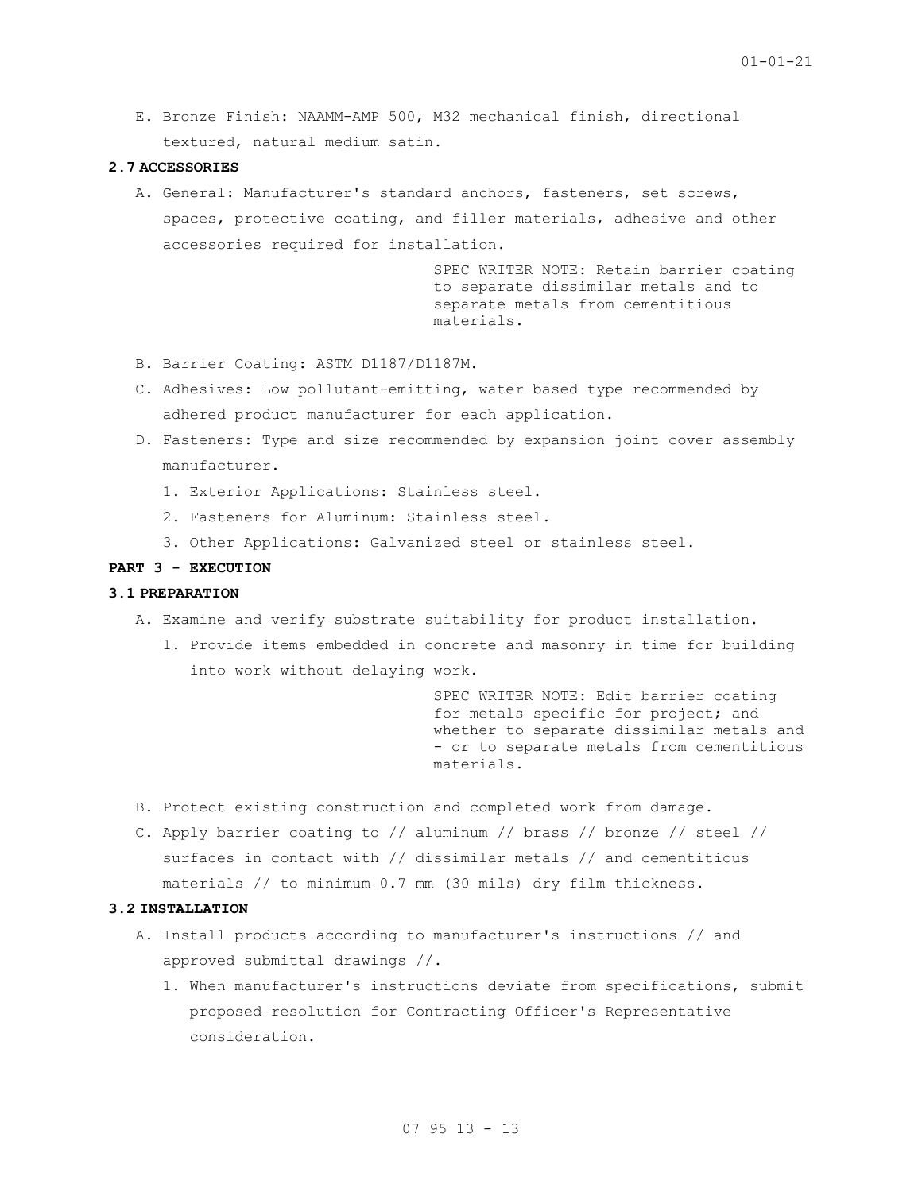E. Bronze Finish: NAAMM-AMP 500, M32 mechanical finish, directional textured, natural medium satin.

### 2.7 ACCESSORIES

A. General: Manufacturer's standard anchors, fasteners, set screws, spaces, protective coating, and filler materials, adhesive and other accessories required for installation.

SPEC WRITER NOTE: Retain barrier coating to separate dissimilar metals and to separate metals from cementitious materials.

B. Barrier Coating: ASTM D1187/D1187M.

C. Adhesives: Low pollutant-emitting, water based type recommended by adhered product manufacturer for each application.

D. Fasteners: Type and size recommended by expansion joint cover assembly manufacturer.

1. Exterior Applications: Stainless steel.
2. Fasteners for Aluminum: Stainless steel.
3. Other Applications: Galvanized steel or stainless steel.

## PART 3 - EXECUTION

### 3.1 PREPARATION

A. Examine and verify substrate suitability for product installation.

1. Provide items embedded in concrete and masonry in time for building into work without delaying work.

SPEC WRITER NOTE: Edit barrier coating for metals specific for project; and whether to separate dissimilar metals and - or to separate metals from cementitious materials.

B. Protect existing construction and completed work from damage.

C. Apply barrier coating to // aluminum // brass // bronze // steel // surfaces in contact with // dissimilar metals // and cementitious materials // to minimum 0.7 mm (30 mils) dry film thickness.

### 3.2 INSTALLATION

A. Install products according to manufacturer's instructions // and approved submittal drawings //.

1. When manufacturer's instructions deviate from specifications, submit proposed resolution for Contracting Officer's Representative consideration.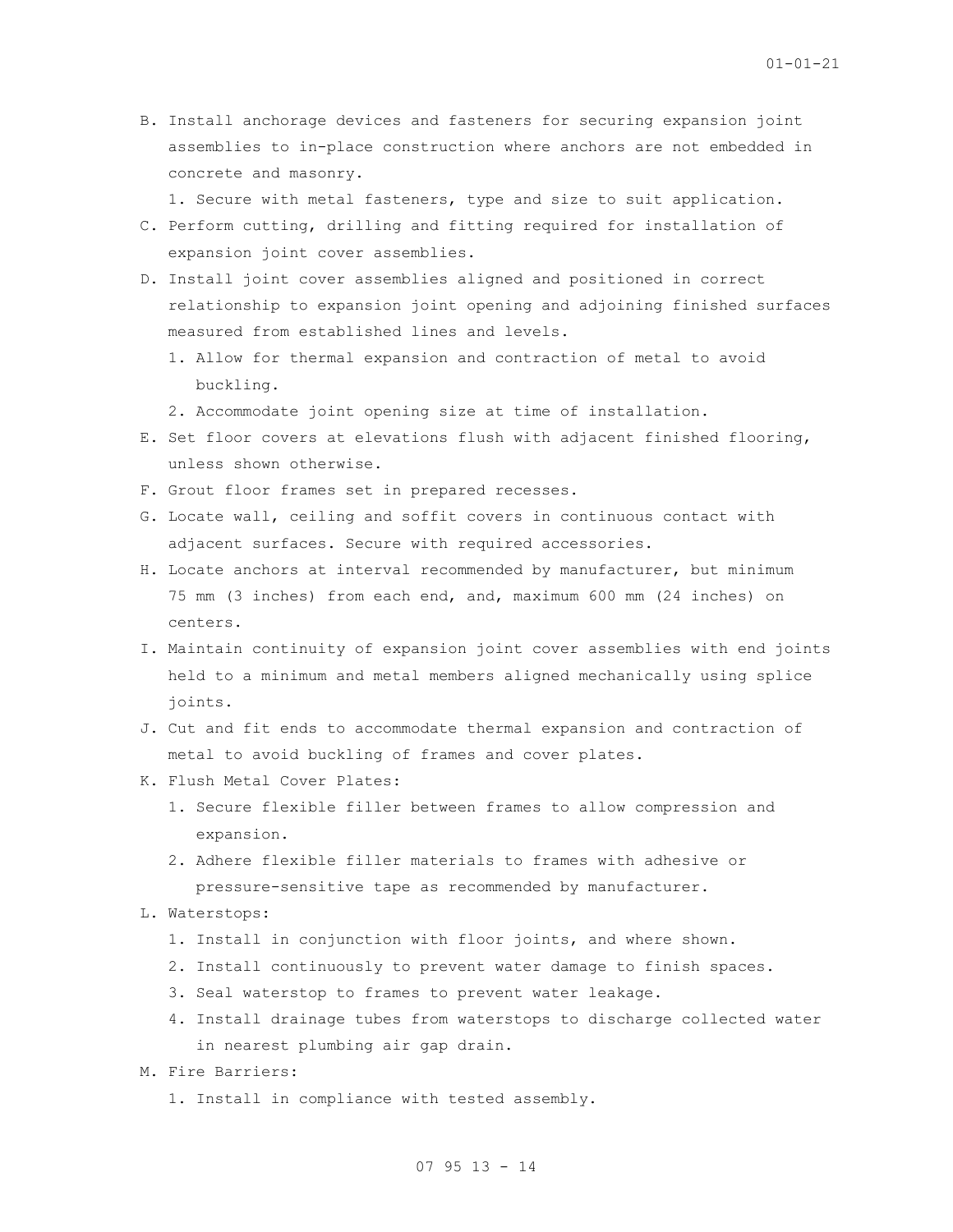B. Install anchorage devices and fasteners for securing expansion joint assemblies to in-place construction where anchors are not embedded in concrete and masonry.

   1. Secure with metal fasteners, type and size to suit application.

C. Perform cutting, drilling and fitting required for installation of expansion joint cover assemblies.

D. Install joint cover assemblies aligned and positioned in correct relationship to expansion joint opening and adjoining finished surfaces measured from established lines and levels.

   1. Allow for thermal expansion and contraction of metal to avoid buckling.
   2. Accommodate joint opening size at time of installation.

E. Set floor covers at elevations flush with adjacent finished flooring, unless shown otherwise.

F. Grout floor frames set in prepared recesses.

G. Locate wall, ceiling and soffit covers in continuous contact with adjacent surfaces. Secure with required accessories.

H. Locate anchors at interval recommended by manufacturer, but minimum 75 mm (3 inches) from each end, and, maximum 600 mm (24 inches) on centers.

I. Maintain continuity of expansion joint cover assemblies with end joints held to a minimum and metal members aligned mechanically using splice joints.

J. Cut and fit ends to accommodate thermal expansion and contraction of metal to avoid buckling of frames and cover plates.

K. Flush Metal Cover Plates:

   1. Secure flexible filler between frames to allow compression and expansion.
   2. Adhere flexible filler materials to frames with adhesive or pressure-sensitive tape as recommended by manufacturer.

L. Waterstops:

   1. Install in conjunction with floor joints, and where shown.
   2. Install continuously to prevent water damage to finish spaces.
   3. Seal waterstop to frames to prevent water leakage.
   4. Install drainage tubes from waterstops to discharge collected water in nearest plumbing air gap drain.

M. Fire Barriers:

   1. Install in compliance with tested assembly.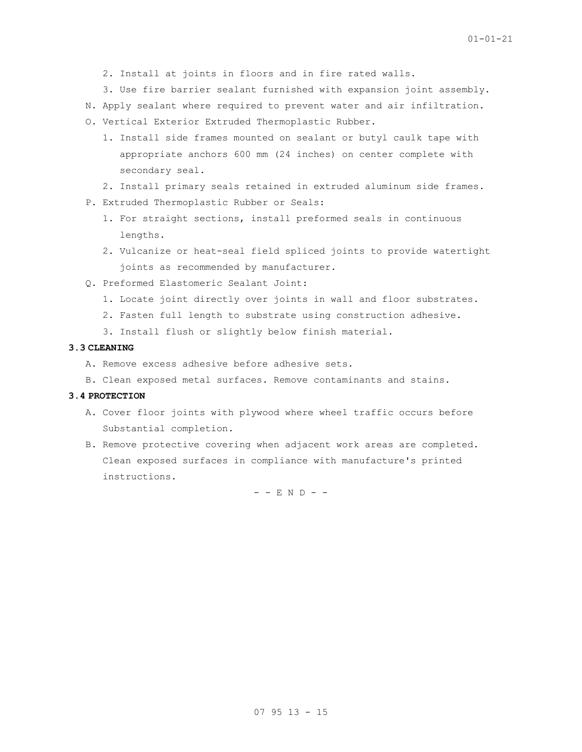2. Install at joints in floors and in fire rated walls.
3. Use fire barrier sealant furnished with expansion joint assembly.

N. Apply sealant where required to prevent water and air infiltration.

O. Vertical Exterior Extruded Thermoplastic Rubber.
   1. Install side frames mounted on sealant or butyl caulk tape with appropriate anchors 600 mm (24 inches) on center complete with secondary seal.
   2. Install primary seals retained in extruded aluminum side frames.

P. Extruded Thermoplastic Rubber or Seals:
   1. For straight sections, install preformed seals in continuous lengths.
   2. Vulcanize or heat-seal field spliced joints to provide watertight joints as recommended by manufacturer.

Q. Preformed Elastomeric Sealant Joint:
   1. Locate joint directly over joints in wall and floor substrates.
   2. Fasten full length to substrate using construction adhesive.
   3. Install flush or slightly below finish material.

**3.3 CLEANING**

A. Remove excess adhesive before adhesive sets.

B. Clean exposed metal surfaces. Remove contaminants and stains.

**3.4 PROTECTION**

A. Cover floor joints with plywood where wheel traffic occurs before Substantial completion.

B. Remove protective covering when adjacent work areas are completed. Clean exposed surfaces in compliance with manufacture's printed instructions.

- - E N D - -